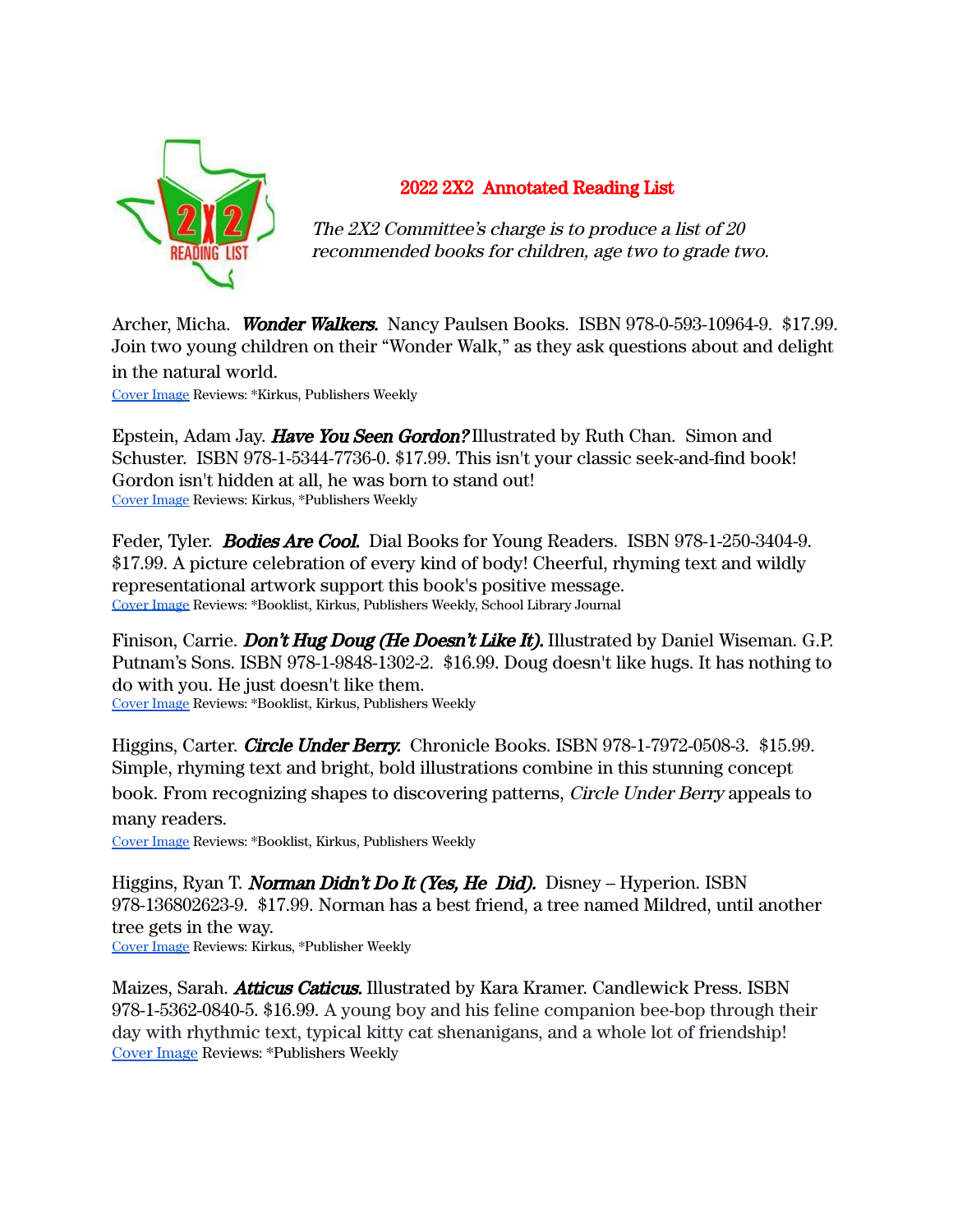## 2022 2X2 Annotated Reading List

*The 2X2 Committee's charge is to produce a list of 20 recommended books for children, age two to grade two.*

Archer, Micha. ***Wonder Walkers.*** Nancy Paulsen Books. ISBN 978-0-593-10964-9. $17.99. Join two young children on their "Wonder Walk," as they ask questions about and delight in the natural world.
Cover Image Reviews: *Kirkus, Publishers Weekly

Epstein, Adam Jay. ***Have You Seen Gordon?*** Illustrated by Ruth Chan. Simon and Schuster. ISBN 978-1-5344-7736-0. $17.99. This isn't your classic seek-and-find book! Gordon isn't hidden at all, he was born to stand out!
Cover Image Reviews: Kirkus, *Publishers Weekly

Feder, Tyler. ***Bodies Are Cool.*** Dial Books for Young Readers. ISBN 978-1-250-3404-9. $17.99. A picture celebration of every kind of body! Cheerful, rhyming text and wildly representational artwork support this book's positive message.
Cover Image Reviews: *Booklist, Kirkus, Publishers Weekly, School Library Journal

Finison, Carrie. ***Don't Hug Doug (He Doesn't Like It).*** Illustrated by Daniel Wiseman. G.P. Putnam's Sons. ISBN 978-1-9848-1302-2. $16.99. Doug doesn't like hugs. It has nothing to do with you. He just doesn't like them.
Cover Image Reviews: *Booklist, Kirkus, Publishers Weekly

Higgins, Carter. ***Circle Under Berry.*** Chronicle Books. ISBN 978-1-7972-0508-3. $15.99. Simple, rhyming text and bright, bold illustrations combine in this stunning concept book. From recognizing shapes to discovering patterns, *Circle Under Berry* appeals to many readers.
Cover Image Reviews: *Booklist, Kirkus, Publishers Weekly

Higgins, Ryan T. ***Norman Didn't Do It (Yes, He Did).*** Disney – Hyperion. ISBN 978-136802623-9. $17.99. Norman has a best friend, a tree named Mildred, until another tree gets in the way.
Cover Image Reviews: Kirkus, *Publisher Weekly

Maizes, Sarah. ***Atticus Caticus.*** Illustrated by Kara Kramer. Candlewick Press. ISBN 978-1-5362-0840-5. $16.99. A young boy and his feline companion bee-bop through their day with rhythmic text, typical kitty cat shenanigans, and a whole lot of friendship!
Cover Image Reviews: *Publishers Weekly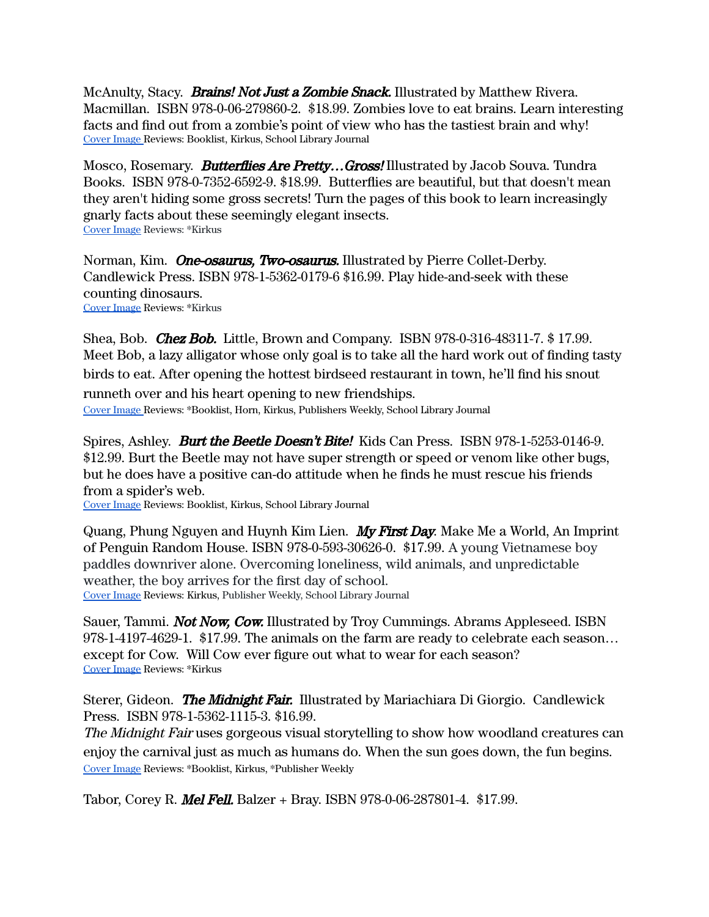McAnulty, Stacy. ***Brains! Not Just a Zombie Snack.*** Illustrated by Matthew Rivera. Macmillan. ISBN 978-0-06-279860-2. $18.99. Zombies love to eat brains. Learn interesting facts and find out from a zombie's point of view who has the tastiest brain and why!
Cover Image Reviews: Booklist, Kirkus, School Library Journal

Mosco, Rosemary. ***Butterflies Are Pretty…Gross!*** Illustrated by Jacob Souva. Tundra Books. ISBN 978-0-7352-6592-9. $18.99. Butterflies are beautiful, but that doesn't mean they aren't hiding some gross secrets! Turn the pages of this book to learn increasingly gnarly facts about these seemingly elegant insects.
Cover Image Reviews: *Kirkus

Norman, Kim. ***One-osaurus, Two-osaurus.*** Illustrated by Pierre Collet-Derby. Candlewick Press. ISBN 978-1-5362-0179-6 $16.99. Play hide-and-seek with these counting dinosaurs.
Cover Image Reviews: *Kirkus

Shea, Bob. ***Chez Bob.*** Little, Brown and Company. ISBN 978-0-316-48311-7. $ 17.99. Meet Bob, a lazy alligator whose only goal is to take all the hard work out of finding tasty birds to eat. After opening the hottest birdseed restaurant in town, he'll find his snout runneth over and his heart opening to new friendships.
Cover Image Reviews: *Booklist, Horn, Kirkus, Publishers Weekly, School Library Journal

Spires, Ashley. ***Burt the Beetle Doesn't Bite!*** Kids Can Press. ISBN 978-1-5253-0146-9. $12.99. Burt the Beetle may not have super strength or speed or venom like other bugs, but he does have a positive can-do attitude when he finds he must rescue his friends from a spider's web.
Cover Image Reviews: Booklist, Kirkus, School Library Journal

Quang, Phung Nguyen and Huynh Kim Lien. ***My First Day.*** Make Me a World, An Imprint of Penguin Random House. ISBN 978-0-593-30626-0. $17.99. A young Vietnamese boy paddles downriver alone. Overcoming loneliness, wild animals, and unpredictable weather, the boy arrives for the first day of school.
Cover Image Reviews: Kirkus, Publisher Weekly, School Library Journal

Sauer, Tammi. ***Not Now, Cow.*** Illustrated by Troy Cummings. Abrams Appleseed. ISBN 978-1-4197-4629-1. $17.99. The animals on the farm are ready to celebrate each season… except for Cow. Will Cow ever figure out what to wear for each season?
Cover Image Reviews: *Kirkus

Sterer, Gideon. ***The Midnight Fair.*** Illustrated by Mariachiara Di Giorgio. Candlewick Press. ISBN 978-1-5362-1115-3. $16.99.
*The Midnight Fair* uses gorgeous visual storytelling to show how woodland creatures can enjoy the carnival just as much as humans do. When the sun goes down, the fun begins.
Cover Image Reviews: *Booklist, Kirkus, *Publisher Weekly

Tabor, Corey R. ***Mel Fell.*** Balzer + Bray. ISBN 978-0-06-287801-4. $17.99.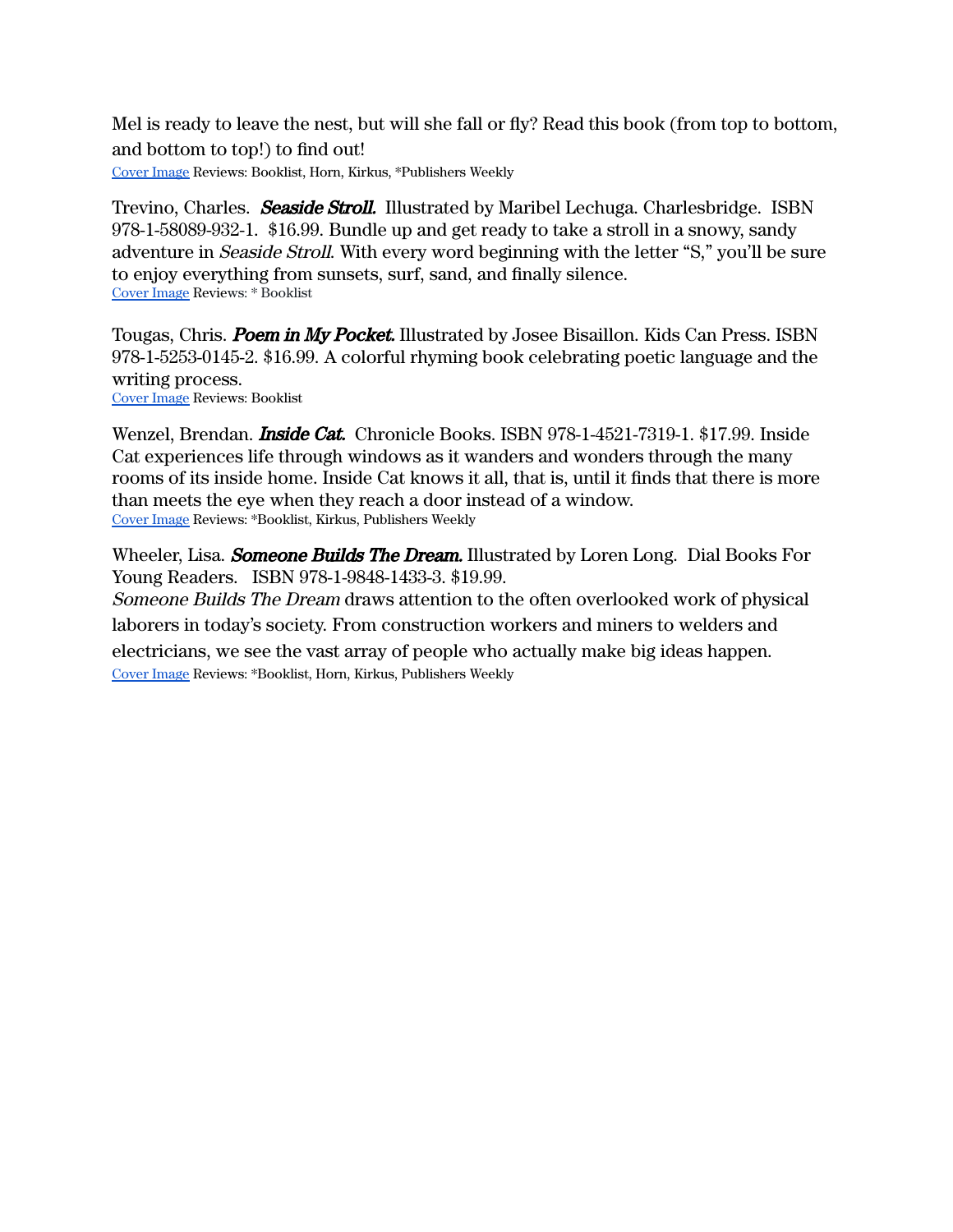Mel is ready to leave the nest, but will she fall or fly? Read this book (from top to bottom, and bottom to top!) to find out!
Cover Image Reviews: Booklist, Horn, Kirkus, *Publishers Weekly

Trevino, Charles. ***Seaside Stroll.*** Illustrated by Maribel Lechuga. Charlesbridge. ISBN 978-1-58089-932-1. $16.99. Bundle up and get ready to take a stroll in a snowy, sandy adventure in *Seaside Stroll*. With every word beginning with the letter "S," you'll be sure to enjoy everything from sunsets, surf, sand, and finally silence.
Cover Image Reviews: * Booklist

Tougas, Chris. ***Poem in My Pocket.*** Illustrated by Josee Bisaillon. Kids Can Press. ISBN 978-1-5253-0145-2. $16.99. A colorful rhyming book celebrating poetic language and the writing process.
Cover Image Reviews: Booklist

Wenzel, Brendan. ***Inside Cat.*** Chronicle Books. ISBN 978-1-4521-7319-1. $17.99. Inside Cat experiences life through windows as it wanders and wonders through the many rooms of its inside home. Inside Cat knows it all, that is, until it finds that there is more than meets the eye when they reach a door instead of a window.
Cover Image Reviews: *Booklist, Kirkus, Publishers Weekly

Wheeler, Lisa. ***Someone Builds The Dream.*** Illustrated by Loren Long. Dial Books For Young Readers. ISBN 978-1-9848-1433-3. $19.99.
*Someone Builds The Dream* draws attention to the often overlooked work of physical laborers in today's society. From construction workers and miners to welders and electricians, we see the vast array of people who actually make big ideas happen.
Cover Image Reviews: *Booklist, Horn, Kirkus, Publishers Weekly